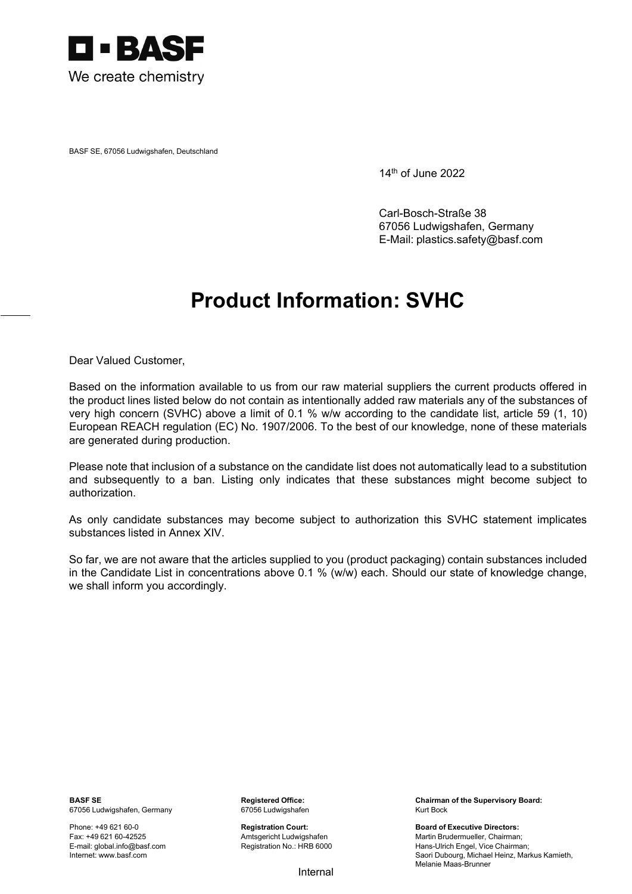BASF

We create chemistry

BASF SE, 67056 Ludwigshafen, Deutschland

14th of June 2022

Carl-Bosch-Straße 38
67056 Ludwigshafen, Germany
E-Mail: plastics.safety@basf.com

# Product Information: SVHC

Dear Valued Customer,

Based on the information available to us from our raw material suppliers the current products offered in the product lines listed below do not contain as intentionally added raw materials any of the substances of very high concern (SVHC) above a limit of 0.1 % w/w according to the candidate list, article 59 (1, 10) European REACH regulation (EC) No. 1907/2006. To the best of our knowledge, none of these materials are generated during production.

Please note that inclusion of a substance on the candidate list does not automatically lead to a substitution and subsequently to a ban. Listing only indicates that these substances might become subject to authorization.

As only candidate substances may become subject to authorization this SVHC statement implicates substances listed in Annex XIV.

So far, we are not aware that the articles supplied to you (product packaging) contain substances included in the Candidate List in concentrations above 0.1 % (w/w) each. Should our state of knowledge change, we shall inform you accordingly.

**BASF SE**
67056 Ludwigshafen, Germany

Phone: +49 621 60-0
Fax: +49 621 60-42525
E-mail: global.info@basf.com
Internet: www.basf.com

**Registered Office:**
67056 Ludwigshafen

**Registration Court:**
Amtsgericht Ludwigshafen
Registration No.: HRB 6000

**Chairman of the Supervisory Board:**
Kurt Bock

**Board of Executive Directors:**
Martin Brudermueller, Chairman;
Hans-Ulrich Engel, Vice Chairman;
Saori Dubourg, Michael Heinz, Markus Kamieth, Melanie Maas-Brunner

Internal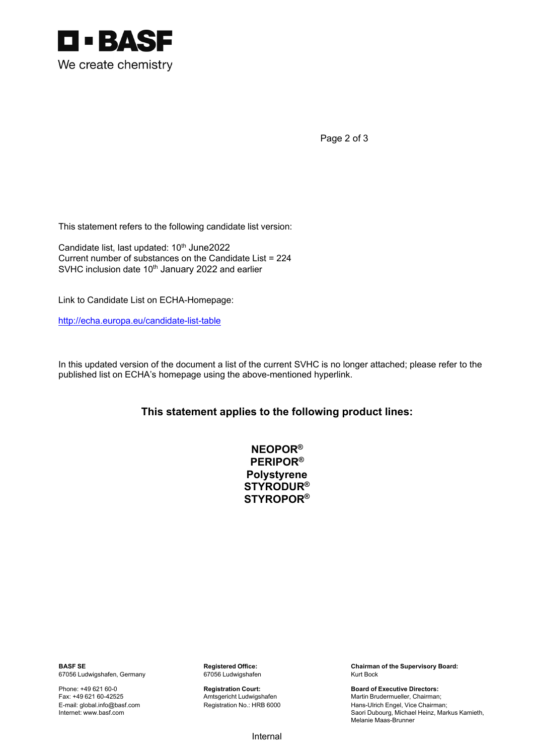This statement refers to the following candidate list version:

Candidate list, last updated: 10th June2022
Current number of substances on the Candidate List = 224
SVHC inclusion date 10th January 2022 and earlier

Link to Candidate List on ECHA-Homepage:

http://echa.europa.eu/candidate-list-table

In this updated version of the document a list of the current SVHC is no longer attached; please refer to the published list on ECHA's homepage using the above-mentioned hyperlink.

## This statement applies to the following product lines:

**NEOPOR®**
**PERIPOR®**
**Polystyrene**
**STYRODUR®**
**STYROPOR®**

**BASF SE**
67056 Ludwigshafen, Germany

Phone: +49 621 60-0
Fax: +49 621 60-42525
E-mail: global.info@basf.com
Internet: www.basf.com

**Registered Office:**
67056 Ludwigshafen

**Registration Court:**
Amtsgericht Ludwigshafen
Registration No.: HRB 6000

**Chairman of the Supervisory Board:**
Kurt Bock

**Board of Executive Directors:**
Martin Brudermueller, Chairman;
Hans-Ulrich Engel, Vice Chairman;
Saori Dubourg, Michael Heinz, Markus Kamieth, Melanie Maas-Brunner

Internal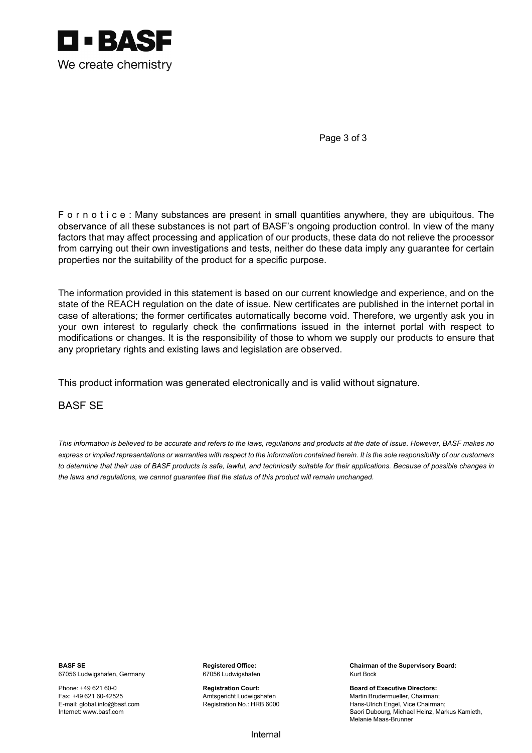F o r n o t i c e : Many substances are present in small quantities anywhere, they are ubiquitous. The observance of all these substances is not part of BASF's ongoing production control. In view of the many factors that may affect processing and application of our products, these data do not relieve the processor from carrying out their own investigations and tests, neither do these data imply any guarantee for certain properties nor the suitability of the product for a specific purpose.

The information provided in this statement is based on our current knowledge and experience, and on the state of the REACH regulation on the date of issue. New certificates are published in the internet portal in case of alterations; the former certificates automatically become void. Therefore, we urgently ask you in your own interest to regularly check the confirmations issued in the internet portal with respect to modifications or changes. It is the responsibility of those to whom we supply our products to ensure that any proprietary rights and existing laws and legislation are observed.

This product information was generated electronically and is valid without signature.

BASF SE

*This information is believed to be accurate and refers to the laws, regulations and products at the date of issue. However, BASF makes no express or implied representations or warranties with respect to the information contained herein. It is the sole responsibility of our customers to determine that their use of BASF products is safe, lawful, and technically suitable for their applications. Because of possible changes in the laws and regulations, we cannot guarantee that the status of this product will remain unchanged.*

**BASF SE**
67056 Ludwigshafen, Germany

Phone: +49 621 60-0
Fax: +49 621 60-42525
E-mail: global.info@basf.com
Internet: www.basf.com

**Registered Office:**
67056 Ludwigshafen

**Registration Court:**
Amtsgericht Ludwigshafen
Registration No.: HRB 6000

**Chairman of the Supervisory Board:**
Kurt Bock

**Board of Executive Directors:**
Martin Brudermueller, Chairman;
Hans-Ulrich Engel, Vice Chairman;
Saori Dubourg, Michael Heinz, Markus Kamieth, Melanie Maas-Brunner

Internal